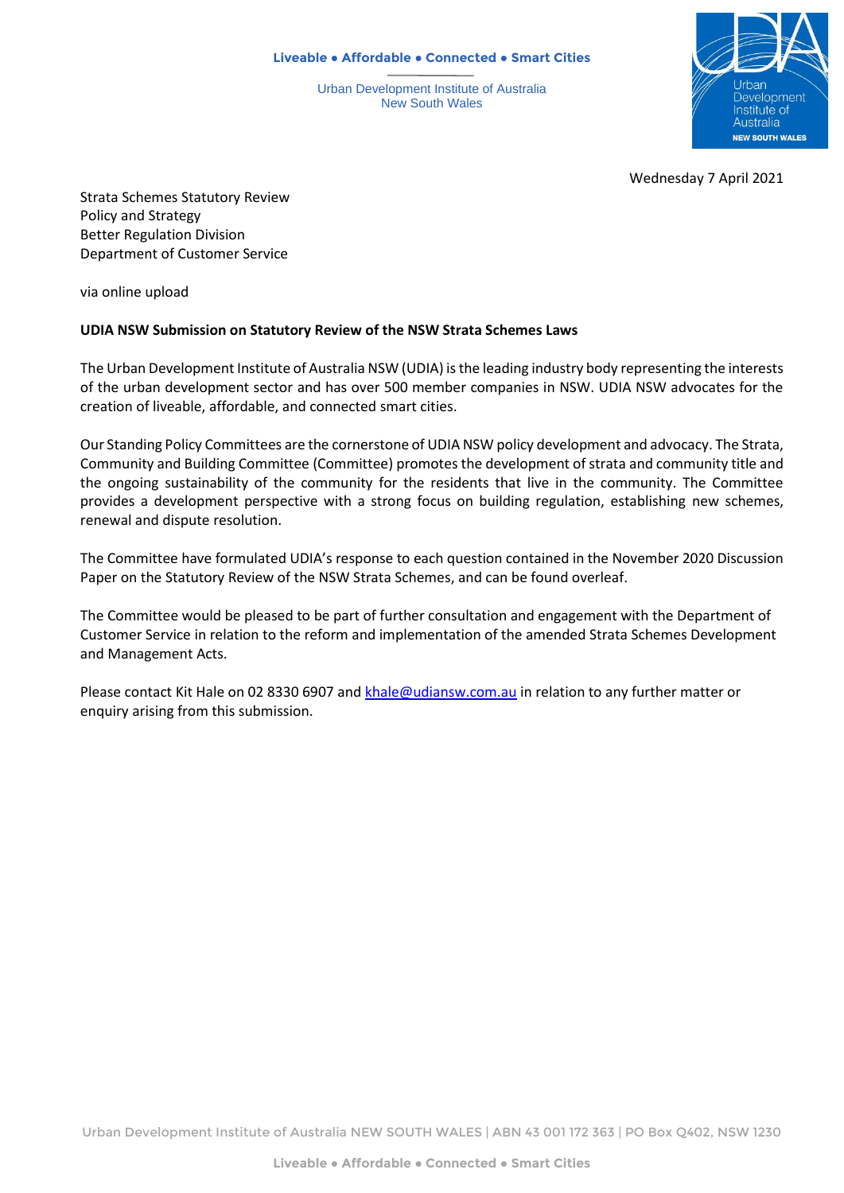Liveable • Affordable • Connected • Smart Cities

Urban Development Institute of Australia
New South Wales

Wednesday 7 April 2021

Strata Schemes Statutory Review
Policy and Strategy
Better Regulation Division
Department of Customer Service

via online upload

**UDIA NSW Submission on Statutory Review of the NSW Strata Schemes Laws**

The Urban Development Institute of Australia NSW (UDIA) is the leading industry body representing the interests of the urban development sector and has over 500 member companies in NSW. UDIA NSW advocates for the creation of liveable, affordable, and connected smart cities.

Our Standing Policy Committees are the cornerstone of UDIA NSW policy development and advocacy. The Strata, Community and Building Committee (Committee) promotes the development of strata and community title and the ongoing sustainability of the community for the residents that live in the community. The Committee provides a development perspective with a strong focus on building regulation, establishing new schemes, renewal and dispute resolution.

The Committee have formulated UDIA's response to each question contained in the November 2020 Discussion Paper on the Statutory Review of the NSW Strata Schemes, and can be found overleaf.

The Committee would be pleased to be part of further consultation and engagement with the Department of Customer Service in relation to the reform and implementation of the amended Strata Schemes Development and Management Acts.

Please contact Kit Hale on 02 8330 6907 and khale@udiansw.com.au in relation to any further matter or enquiry arising from this submission.

Urban Development Institute of Australia NEW SOUTH WALES | ABN 43 001 172 363 | PO Box Q402, NSW 1230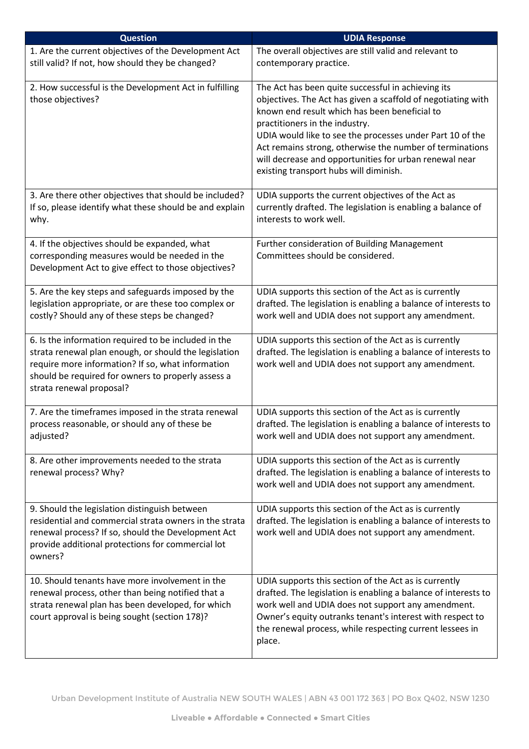| Question | UDIA Response |
|---|---|
| 1. Are the current objectives of the Development Act still valid? If not, how should they be changed? | The overall objectives are still valid and relevant to contemporary practice. |
| 2. How successful is the Development Act in fulfilling those objectives? | The Act has been quite successful in achieving its objectives. The Act has given a scaffold of negotiating with known end result which has been beneficial to practitioners in the industry.<br>UDIA would like to see the processes under Part 10 of the Act remains strong, otherwise the number of terminations will decrease and opportunities for urban renewal near existing transport hubs will diminish. |
| 3. Are there other objectives that should be included? If so, please identify what these should be and explain why. | UDIA supports the current objectives of the Act as currently drafted. The legislation is enabling a balance of interests to work well. |
| 4. If the objectives should be expanded, what corresponding measures would be needed in the Development Act to give effect to those objectives? | Further consideration of Building Management Committees should be considered. |
| 5. Are the key steps and safeguards imposed by the legislation appropriate, or are these too complex or costly? Should any of these steps be changed? | UDIA supports this section of the Act as is currently drafted. The legislation is enabling a balance of interests to work well and UDIA does not support any amendment. |
| 6. Is the information required to be included in the strata renewal plan enough, or should the legislation require more information? If so, what information should be required for owners to properly assess a strata renewal proposal? | UDIA supports this section of the Act as is currently drafted. The legislation is enabling a balance of interests to work well and UDIA does not support any amendment. |
| 7. Are the timeframes imposed in the strata renewal process reasonable, or should any of these be adjusted? | UDIA supports this section of the Act as is currently drafted. The legislation is enabling a balance of interests to work well and UDIA does not support any amendment. |
| 8. Are other improvements needed to the strata renewal process? Why? | UDIA supports this section of the Act as is currently drafted. The legislation is enabling a balance of interests to work well and UDIA does not support any amendment. |
| 9. Should the legislation distinguish between residential and commercial strata owners in the strata renewal process? If so, should the Development Act provide additional protections for commercial lot owners? | UDIA supports this section of the Act as is currently drafted. The legislation is enabling a balance of interests to work well and UDIA does not support any amendment. |
| 10. Should tenants have more involvement in the renewal process, other than being notified that a strata renewal plan has been developed, for which court approval is being sought (section 178)? | UDIA supports this section of the Act as is currently drafted. The legislation is enabling a balance of interests to work well and UDIA does not support any amendment. Owner's equity outranks tenant's interest with respect to the renewal process, while respecting current lessees in place. |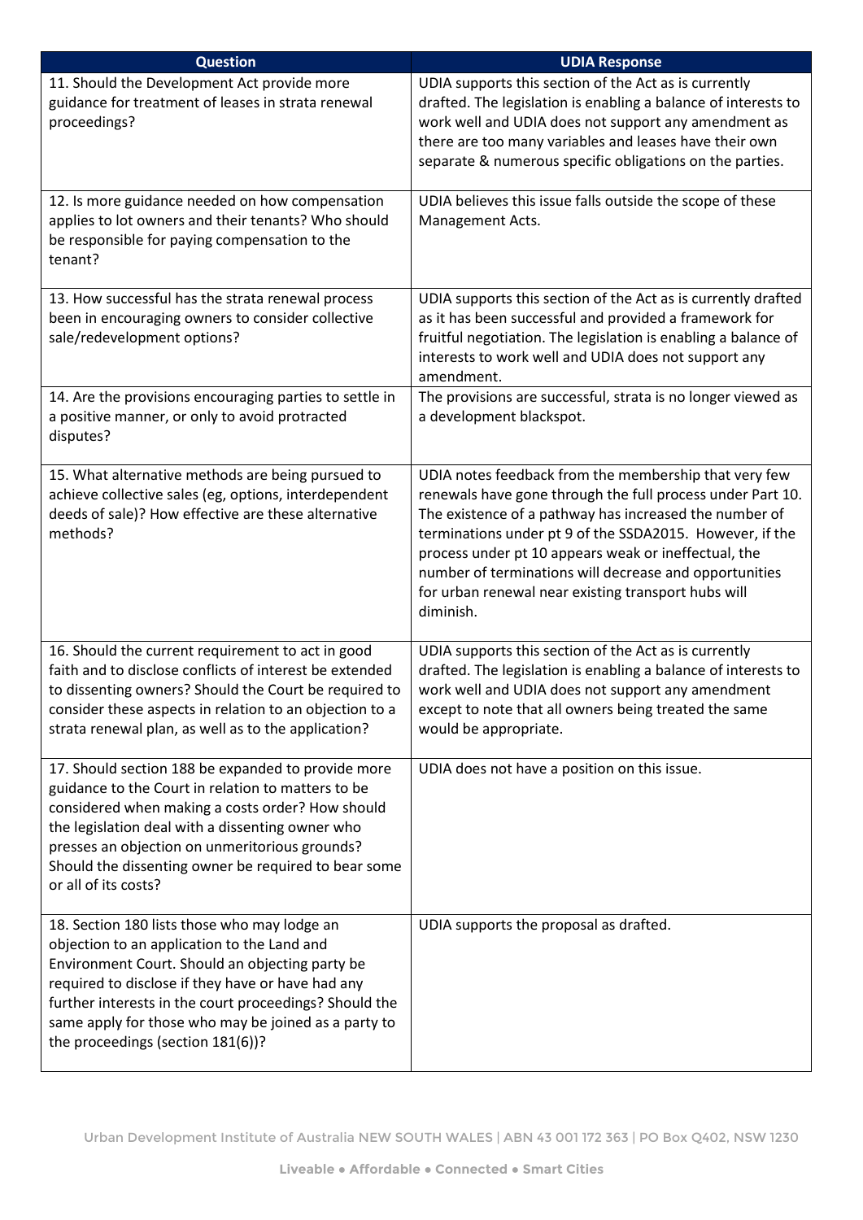| Question | UDIA Response |
|---|---|
| 11. Should the Development Act provide more guidance for treatment of leases in strata renewal proceedings? | UDIA supports this section of the Act as is currently drafted. The legislation is enabling a balance of interests to work well and UDIA does not support any amendment as there are too many variables and leases have their own separate & numerous specific obligations on the parties. |
| 12. Is more guidance needed on how compensation applies to lot owners and their tenants? Who should be responsible for paying compensation to the tenant? | UDIA believes this issue falls outside the scope of these Management Acts. |
| 13. How successful has the strata renewal process been in encouraging owners to consider collective sale/redevelopment options? | UDIA supports this section of the Act as is currently drafted as it has been successful and provided a framework for fruitful negotiation. The legislation is enabling a balance of interests to work well and UDIA does not support any amendment. |
| 14. Are the provisions encouraging parties to settle in a positive manner, or only to avoid protracted disputes? | The provisions are successful, strata is no longer viewed as a development blackspot. |
| 15. What alternative methods are being pursued to achieve collective sales (eg, options, interdependent deeds of sale)? How effective are these alternative methods? | UDIA notes feedback from the membership that very few renewals have gone through the full process under Part 10. The existence of a pathway has increased the number of terminations under pt 9 of the SSDA2015. However, if the process under pt 10 appears weak or ineffectual, the number of terminations will decrease and opportunities for urban renewal near existing transport hubs will diminish. |
| 16. Should the current requirement to act in good faith and to disclose conflicts of interest be extended to dissenting owners? Should the Court be required to consider these aspects in relation to an objection to a strata renewal plan, as well as to the application? | UDIA supports this section of the Act as is currently drafted. The legislation is enabling a balance of interests to work well and UDIA does not support any amendment except to note that all owners being treated the same would be appropriate. |
| 17. Should section 188 be expanded to provide more guidance to the Court in relation to matters to be considered when making a costs order? How should the legislation deal with a dissenting owner who presses an objection on unmeritorious grounds? Should the dissenting owner be required to bear some or all of its costs? | UDIA does not have a position on this issue. |
| 18. Section 180 lists those who may lodge an objection to an application to the Land and Environment Court. Should an objecting party be required to disclose if they have or have had any further interests in the court proceedings? Should the same apply for those who may be joined as a party to the proceedings (section 181(6))? | UDIA supports the proposal as drafted. |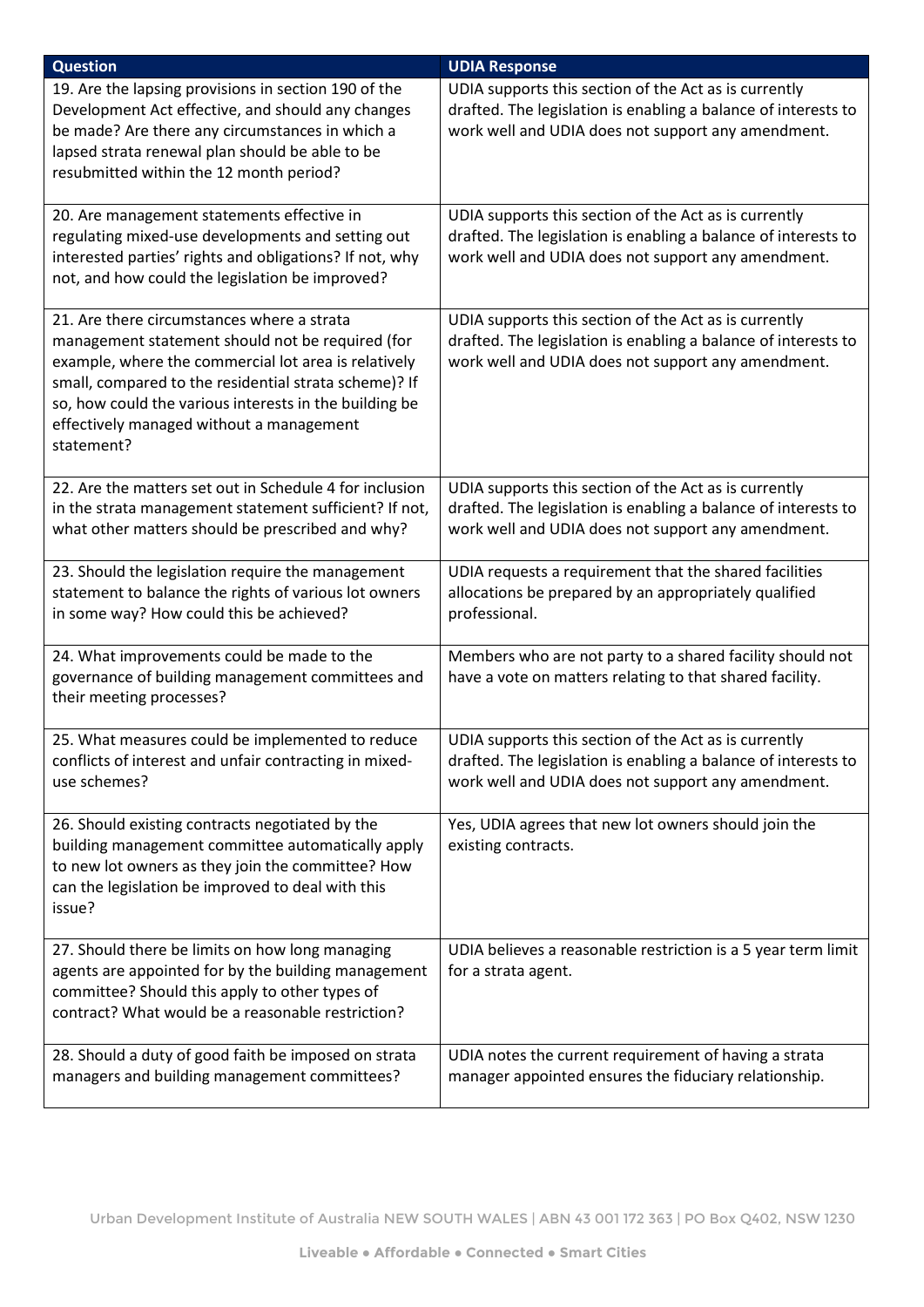| Question | UDIA Response |
|---|---|
| 19. Are the lapsing provisions in section 190 of the Development Act effective, and should any changes be made? Are there any circumstances in which a lapsed strata renewal plan should be able to be resubmitted within the 12 month period? | UDIA supports this section of the Act as is currently drafted. The legislation is enabling a balance of interests to work well and UDIA does not support any amendment. |
| 20. Are management statements effective in regulating mixed-use developments and setting out interested parties' rights and obligations? If not, why not, and how could the legislation be improved? | UDIA supports this section of the Act as is currently drafted. The legislation is enabling a balance of interests to work well and UDIA does not support any amendment. |
| 21. Are there circumstances where a strata management statement should not be required (for example, where the commercial lot area is relatively small, compared to the residential strata scheme)? If so, how could the various interests in the building be effectively managed without a management statement? | UDIA supports this section of the Act as is currently drafted. The legislation is enabling a balance of interests to work well and UDIA does not support any amendment. |
| 22. Are the matters set out in Schedule 4 for inclusion in the strata management statement sufficient? If not, what other matters should be prescribed and why? | UDIA supports this section of the Act as is currently drafted. The legislation is enabling a balance of interests to work well and UDIA does not support any amendment. |
| 23. Should the legislation require the management statement to balance the rights of various lot owners in some way? How could this be achieved? | UDIA requests a requirement that the shared facilities allocations be prepared by an appropriately qualified professional. |
| 24. What improvements could be made to the governance of building management committees and their meeting processes? | Members who are not party to a shared facility should not have a vote on matters relating to that shared facility. |
| 25. What measures could be implemented to reduce conflicts of interest and unfair contracting in mixed-use schemes? | UDIA supports this section of the Act as is currently drafted. The legislation is enabling a balance of interests to work well and UDIA does not support any amendment. |
| 26. Should existing contracts negotiated by the building management committee automatically apply to new lot owners as they join the committee? How can the legislation be improved to deal with this issue? | Yes, UDIA agrees that new lot owners should join the existing contracts. |
| 27. Should there be limits on how long managing agents are appointed for by the building management committee? Should this apply to other types of contract? What would be a reasonable restriction? | UDIA believes a reasonable restriction is a 5 year term limit for a strata agent. |
| 28. Should a duty of good faith be imposed on strata managers and building management committees? | UDIA notes the current requirement of having a strata manager appointed ensures the fiduciary relationship. |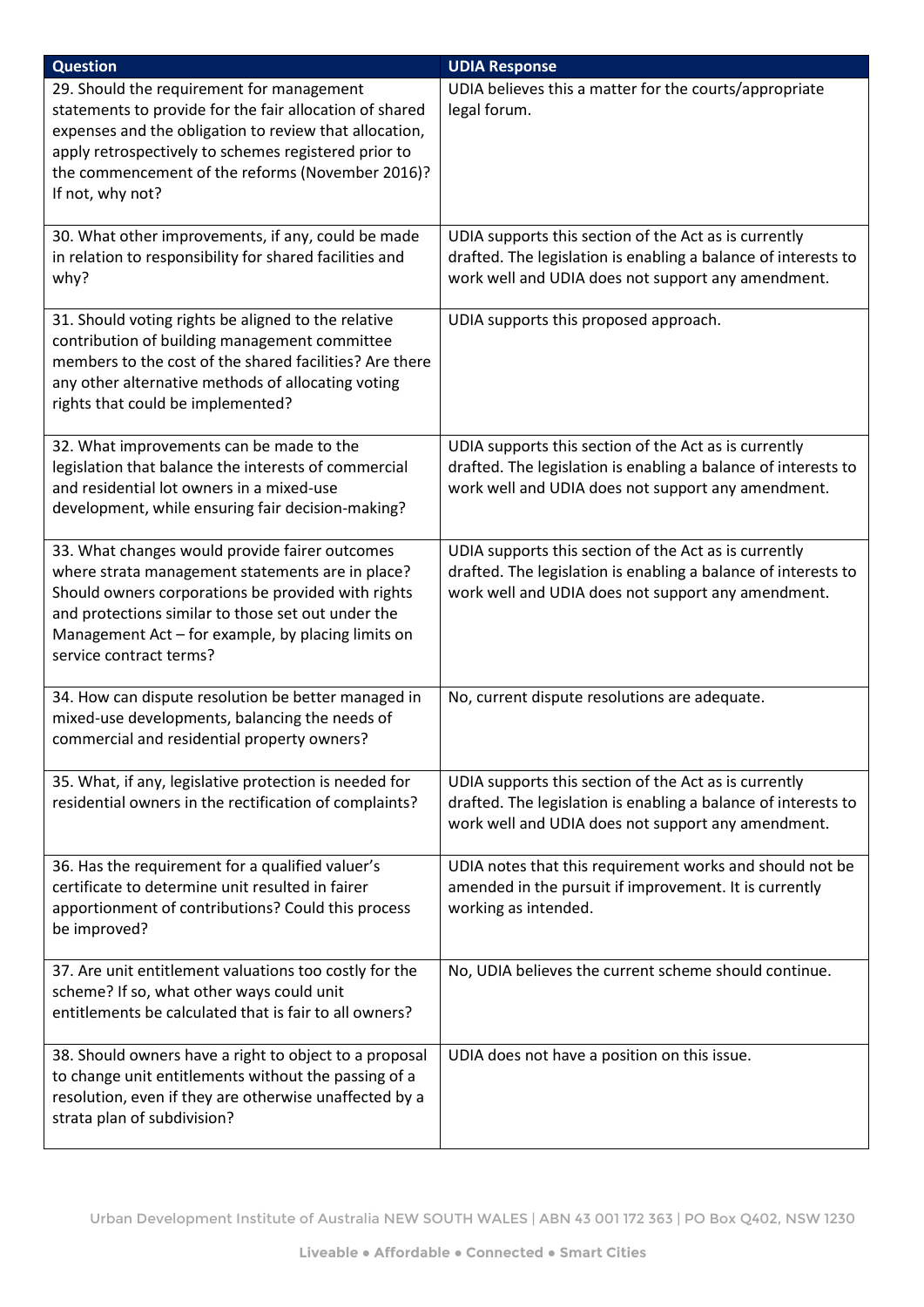| Question | UDIA Response |
| --- | --- |
| 29. Should the requirement for management statements to provide for the fair allocation of shared expenses and the obligation to review that allocation, apply retrospectively to schemes registered prior to the commencement of the reforms (November 2016)? If not, why not? | UDIA believes this a matter for the courts/appropriate legal forum. |
| 30. What other improvements, if any, could be made in relation to responsibility for shared facilities and why? | UDIA supports this section of the Act as is currently drafted. The legislation is enabling a balance of interests to work well and UDIA does not support any amendment. |
| 31. Should voting rights be aligned to the relative contribution of building management committee members to the cost of the shared facilities? Are there any other alternative methods of allocating voting rights that could be implemented? | UDIA supports this proposed approach. |
| 32. What improvements can be made to the legislation that balance the interests of commercial and residential lot owners in a mixed-use development, while ensuring fair decision-making? | UDIA supports this section of the Act as is currently drafted. The legislation is enabling a balance of interests to work well and UDIA does not support any amendment. |
| 33. What changes would provide fairer outcomes where strata management statements are in place? Should owners corporations be provided with rights and protections similar to those set out under the Management Act – for example, by placing limits on service contract terms? | UDIA supports this section of the Act as is currently drafted. The legislation is enabling a balance of interests to work well and UDIA does not support any amendment. |
| 34. How can dispute resolution be better managed in mixed-use developments, balancing the needs of commercial and residential property owners? | No, current dispute resolutions are adequate. |
| 35. What, if any, legislative protection is needed for residential owners in the rectification of complaints? | UDIA supports this section of the Act as is currently drafted. The legislation is enabling a balance of interests to work well and UDIA does not support any amendment. |
| 36. Has the requirement for a qualified valuer's certificate to determine unit resulted in fairer apportionment of contributions? Could this process be improved? | UDIA notes that this requirement works and should not be amended in the pursuit if improvement. It is currently working as intended. |
| 37. Are unit entitlement valuations too costly for the scheme? If so, what other ways could unit entitlements be calculated that is fair to all owners? | No, UDIA believes the current scheme should continue. |
| 38. Should owners have a right to object to a proposal to change unit entitlements without the passing of a resolution, even if they are otherwise unaffected by a strata plan of subdivision? | UDIA does not have a position on this issue. |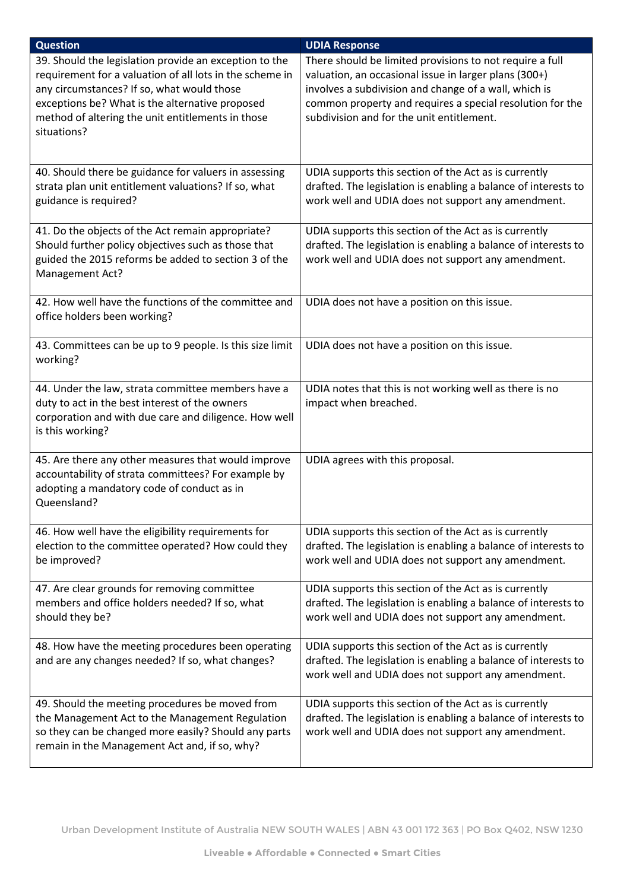| Question | UDIA Response |
| --- | --- |
| 39. Should the legislation provide an exception to the requirement for a valuation of all lots in the scheme in any circumstances? If so, what would those exceptions be? What is the alternative proposed method of altering the unit entitlements in those situations? | There should be limited provisions to not require a full valuation, an occasional issue in larger plans (300+) involves a subdivision and change of a wall, which is common property and requires a special resolution for the subdivision and for the unit entitlement. |
| 40. Should there be guidance for valuers in assessing strata plan unit entitlement valuations? If so, what guidance is required? | UDIA supports this section of the Act as is currently drafted. The legislation is enabling a balance of interests to work well and UDIA does not support any amendment. |
| 41. Do the objects of the Act remain appropriate? Should further policy objectives such as those that guided the 2015 reforms be added to section 3 of the Management Act? | UDIA supports this section of the Act as is currently drafted. The legislation is enabling a balance of interests to work well and UDIA does not support any amendment. |
| 42. How well have the functions of the committee and office holders been working? | UDIA does not have a position on this issue. |
| 43. Committees can be up to 9 people. Is this size limit working? | UDIA does not have a position on this issue. |
| 44. Under the law, strata committee members have a duty to act in the best interest of the owners corporation and with due care and diligence. How well is this working? | UDIA notes that this is not working well as there is no impact when breached. |
| 45. Are there any other measures that would improve accountability of strata committees? For example by adopting a mandatory code of conduct as in Queensland? | UDIA agrees with this proposal. |
| 46. How well have the eligibility requirements for election to the committee operated? How could they be improved? | UDIA supports this section of the Act as is currently drafted. The legislation is enabling a balance of interests to work well and UDIA does not support any amendment. |
| 47. Are clear grounds for removing committee members and office holders needed? If so, what should they be? | UDIA supports this section of the Act as is currently drafted. The legislation is enabling a balance of interests to work well and UDIA does not support any amendment. |
| 48. How have the meeting procedures been operating and are any changes needed? If so, what changes? | UDIA supports this section of the Act as is currently drafted. The legislation is enabling a balance of interests to work well and UDIA does not support any amendment. |
| 49. Should the meeting procedures be moved from the Management Act to the Management Regulation so they can be changed more easily? Should any parts remain in the Management Act and, if so, why? | UDIA supports this section of the Act as is currently drafted. The legislation is enabling a balance of interests to work well and UDIA does not support any amendment. |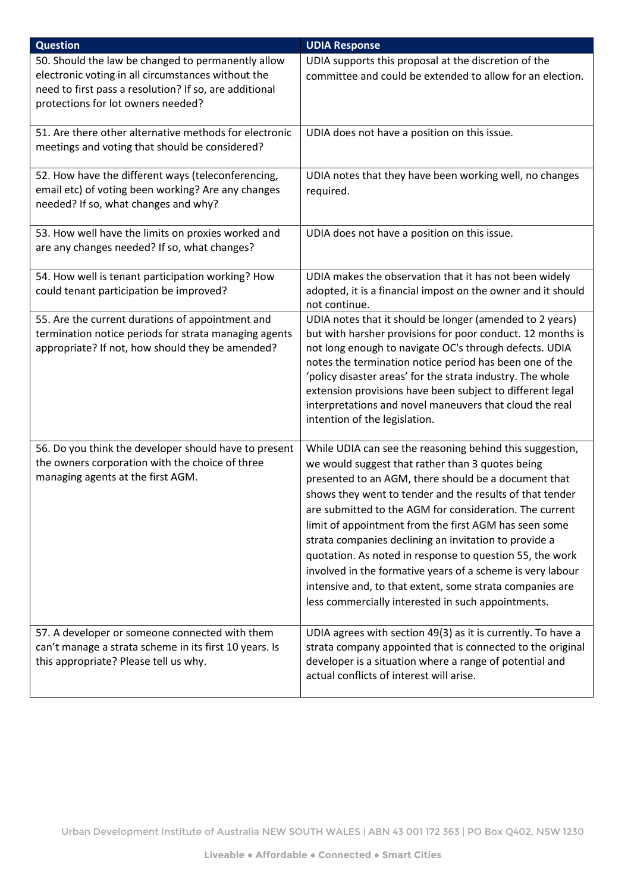| Question | UDIA Response |
|---|---|
| 50. Should the law be changed to permanently allow electronic voting in all circumstances without the need to first pass a resolution? If so, are additional protections for lot owners needed? | UDIA supports this proposal at the discretion of the committee and could be extended to allow for an election. |
| 51. Are there other alternative methods for electronic meetings and voting that should be considered? | UDIA does not have a position on this issue. |
| 52. How have the different ways (teleconferencing, email etc) of voting been working? Are any changes needed? If so, what changes and why? | UDIA notes that they have been working well, no changes required. |
| 53. How well have the limits on proxies worked and are any changes needed? If so, what changes? | UDIA does not have a position on this issue. |
| 54. How well is tenant participation working? How could tenant participation be improved? | UDIA makes the observation that it has not been widely adopted, it is a financial impost on the owner and it should not continue. |
| 55. Are the current durations of appointment and termination notice periods for strata managing agents appropriate? If not, how should they be amended? | UDIA notes that it should be longer (amended to 2 years) but with harsher provisions for poor conduct. 12 months is not long enough to navigate OC's through defects. UDIA notes the termination notice period has been one of the 'policy disaster areas' for the strata industry. The whole extension provisions have been subject to different legal interpretations and novel maneuvers that cloud the real intention of the legislation. |
| 56. Do you think the developer should have to present the owners corporation with the choice of three managing agents at the first AGM. | While UDIA can see the reasoning behind this suggestion, we would suggest that rather than 3 quotes being presented to an AGM, there should be a document that shows they went to tender and the results of that tender are submitted to the AGM for consideration. The current limit of appointment from the first AGM has seen some strata companies declining an invitation to provide a quotation. As noted in response to question 55, the work involved in the formative years of a scheme is very labour intensive and, to that extent, some strata companies are less commercially interested in such appointments. |
| 57. A developer or someone connected with them can't manage a strata scheme in its first 10 years. Is this appropriate? Please tell us why. | UDIA agrees with section 49(3) as it is currently. To have a strata company appointed that is connected to the original developer is a situation where a range of potential and actual conflicts of interest will arise. |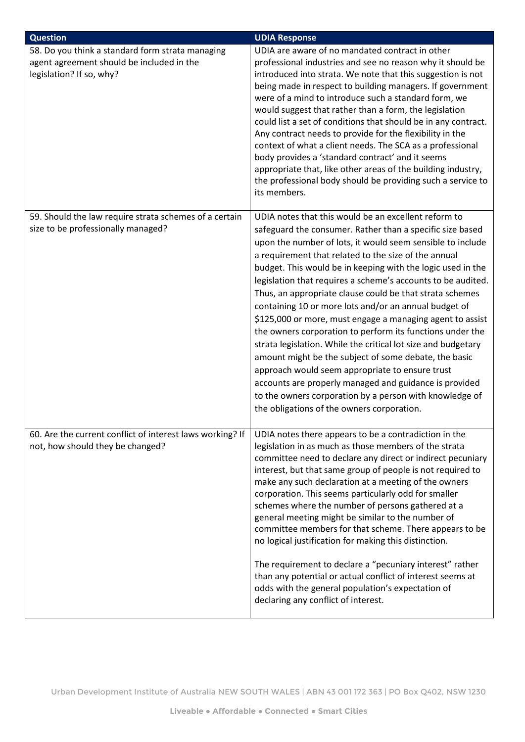| Question | UDIA Response |
| --- | --- |
| 58. Do you think a standard form strata managing agent agreement should be included in the legislation? If so, why? | UDIA are aware of no mandated contract in other professional industries and see no reason why it should be introduced into strata. We note that this suggestion is not being made in respect to building managers. If government were of a mind to introduce such a standard form, we would suggest that rather than a form, the legislation could list a set of conditions that should be in any contract. Any contract needs to provide for the flexibility in the context of what a client needs. The SCA as a professional body provides a 'standard contract' and it seems appropriate that, like other areas of the building industry, the professional body should be providing such a service to its members. |
| 59. Should the law require strata schemes of a certain size to be professionally managed? | UDIA notes that this would be an excellent reform to safeguard the consumer. Rather than a specific size based upon the number of lots, it would seem sensible to include a requirement that related to the size of the annual budget. This would be in keeping with the logic used in the legislation that requires a scheme's accounts to be audited. Thus, an appropriate clause could be that strata schemes containing 10 or more lots and/or an annual budget of \$125,000 or more, must engage a managing agent to assist the owners corporation to perform its functions under the strata legislation. While the critical lot size and budgetary amount might be the subject of some debate, the basic approach would seem appropriate to ensure trust accounts are properly managed and guidance is provided to the owners corporation by a person with knowledge of the obligations of the owners corporation. |
| 60. Are the current conflict of interest laws working? If not, how should they be changed? | UDIA notes there appears to be a contradiction in the legislation in as much as those members of the strata committee need to declare any direct or indirect pecuniary interest, but that same group of people is not required to make any such declaration at a meeting of the owners corporation. This seems particularly odd for smaller schemes where the number of persons gathered at a general meeting might be similar to the number of committee members for that scheme. There appears to be no logical justification for making this distinction.<br><br>The requirement to declare a "pecuniary interest" rather than any potential or actual conflict of interest seems at odds with the general population's expectation of declaring any conflict of interest. |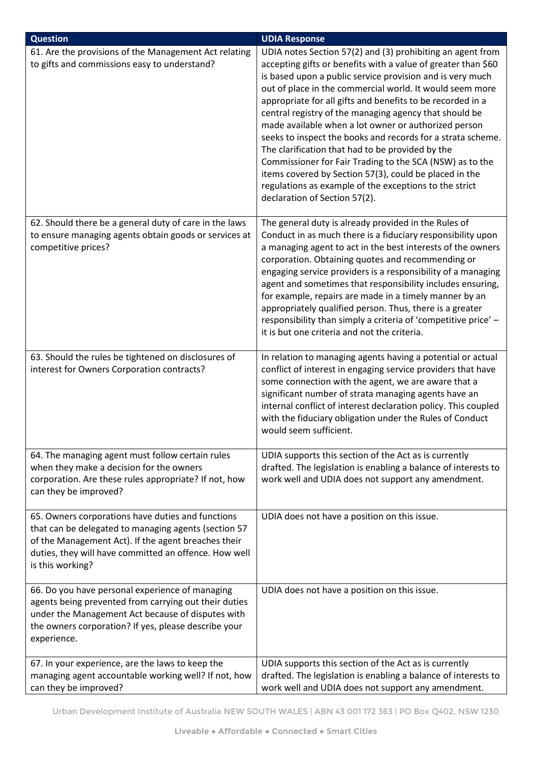| Question | UDIA Response |
| --- | --- |
| 61. Are the provisions of the Management Act relating to gifts and commissions easy to understand? | UDIA notes Section 57(2) and (3) prohibiting an agent from accepting gifts or benefits with a value of greater than $60 is based upon a public service provision and is very much out of place in the commercial world. It would seem more appropriate for all gifts and benefits to be recorded in a central registry of the managing agency that should be made available when a lot owner or authorized person seeks to inspect the books and records for a strata scheme. The clarification that had to be provided by the Commissioner for Fair Trading to the SCA (NSW) as to the items covered by Section 57(3), could be placed in the regulations as example of the exceptions to the strict declaration of Section 57(2). |
| 62. Should there be a general duty of care in the laws to ensure managing agents obtain goods or services at competitive prices? | The general duty is already provided in the Rules of Conduct in as much there is a fiduciary responsibility upon a managing agent to act in the best interests of the owners corporation. Obtaining quotes and recommending or engaging service providers is a responsibility of a managing agent and sometimes that responsibility includes ensuring, for example, repairs are made in a timely manner by an appropriately qualified person. Thus, there is a greater responsibility than simply a criteria of 'competitive price' – it is but one criteria and not the criteria. |
| 63. Should the rules be tightened on disclosures of interest for Owners Corporation contracts? | In relation to managing agents having a potential or actual conflict of interest in engaging service providers that have some connection with the agent, we are aware that a significant number of strata managing agents have an internal conflict of interest declaration policy. This coupled with the fiduciary obligation under the Rules of Conduct would seem sufficient. |
| 64. The managing agent must follow certain rules when they make a decision for the owners corporation. Are these rules appropriate? If not, how can they be improved? | UDIA supports this section of the Act as is currently drafted. The legislation is enabling a balance of interests to work well and UDIA does not support any amendment. |
| 65. Owners corporations have duties and functions that can be delegated to managing agents (section 57 of the Management Act). If the agent breaches their duties, they will have committed an offence. How well is this working? | UDIA does not have a position on this issue. |
| 66. Do you have personal experience of managing agents being prevented from carrying out their duties under the Management Act because of disputes with the owners corporation? If yes, please describe your experience. | UDIA does not have a position on this issue. |
| 67. In your experience, are the laws to keep the managing agent accountable working well? If not, how can they be improved? | UDIA supports this section of the Act as is currently drafted. The legislation is enabling a balance of interests to work well and UDIA does not support any amendment. |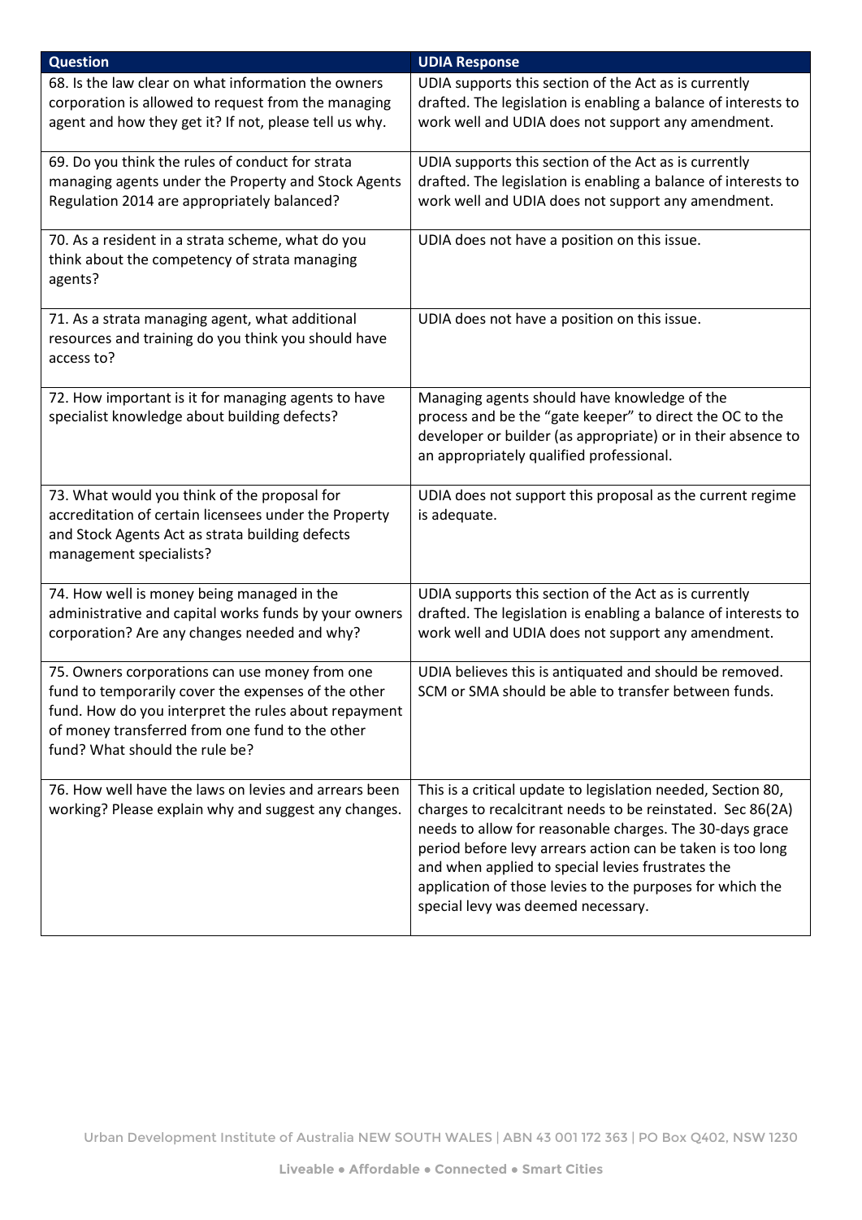| Question | UDIA Response |
| --- | --- |
| 68. Is the law clear on what information the owners corporation is allowed to request from the managing agent and how they get it? If not, please tell us why. | UDIA supports this section of the Act as is currently drafted. The legislation is enabling a balance of interests to work well and UDIA does not support any amendment. |
| 69. Do you think the rules of conduct for strata managing agents under the Property and Stock Agents Regulation 2014 are appropriately balanced? | UDIA supports this section of the Act as is currently drafted. The legislation is enabling a balance of interests to work well and UDIA does not support any amendment. |
| 70. As a resident in a strata scheme, what do you think about the competency of strata managing agents? | UDIA does not have a position on this issue. |
| 71. As a strata managing agent, what additional resources and training do you think you should have access to? | UDIA does not have a position on this issue. |
| 72. How important is it for managing agents to have specialist knowledge about building defects? | Managing agents should have knowledge of the process and be the "gate keeper" to direct the OC to the developer or builder (as appropriate) or in their absence to an appropriately qualified professional. |
| 73. What would you think of the proposal for accreditation of certain licensees under the Property and Stock Agents Act as strata building defects management specialists? | UDIA does not support this proposal as the current regime is adequate. |
| 74. How well is money being managed in the administrative and capital works funds by your owners corporation? Are any changes needed and why? | UDIA supports this section of the Act as is currently drafted. The legislation is enabling a balance of interests to work well and UDIA does not support any amendment. |
| 75. Owners corporations can use money from one fund to temporarily cover the expenses of the other fund. How do you interpret the rules about repayment of money transferred from one fund to the other fund? What should the rule be? | UDIA believes this is antiquated and should be removed. SCM or SMA should be able to transfer between funds. |
| 76. How well have the laws on levies and arrears been working? Please explain why and suggest any changes. | This is a critical update to legislation needed, Section 80, charges to recalcitrant needs to be reinstated. Sec 86(2A) needs to allow for reasonable charges. The 30-days grace period before levy arrears action can be taken is too long and when applied to special levies frustrates the application of those levies to the purposes for which the special levy was deemed necessary. |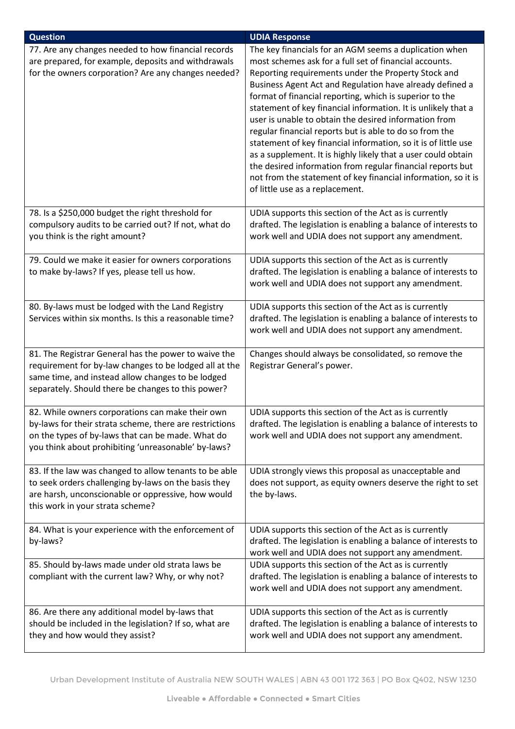| Question | UDIA Response |
| --- | --- |
| 77. Are any changes needed to how financial records are prepared, for example, deposits and withdrawals for the owners corporation? Are any changes needed? | The key financials for an AGM seems a duplication when most schemes ask for a full set of financial accounts. Reporting requirements under the Property Stock and Business Agent Act and Regulation have already defined a format of financial reporting, which is superior to the statement of key financial information. It is unlikely that a user is unable to obtain the desired information from regular financial reports but is able to do so from the statement of key financial information, so it is of little use as a supplement. It is highly likely that a user could obtain the desired information from regular financial reports but not from the statement of key financial information, so it is of little use as a replacement. |
| 78. Is a $250,000 budget the right threshold for compulsory audits to be carried out? If not, what do you think is the right amount? | UDIA supports this section of the Act as is currently drafted. The legislation is enabling a balance of interests to work well and UDIA does not support any amendment. |
| 79. Could we make it easier for owners corporations to make by-laws? If yes, please tell us how. | UDIA supports this section of the Act as is currently drafted. The legislation is enabling a balance of interests to work well and UDIA does not support any amendment. |
| 80. By-laws must be lodged with the Land Registry Services within six months. Is this a reasonable time? | UDIA supports this section of the Act as is currently drafted. The legislation is enabling a balance of interests to work well and UDIA does not support any amendment. |
| 81. The Registrar General has the power to waive the requirement for by-law changes to be lodged all at the same time, and instead allow changes to be lodged separately. Should there be changes to this power? | Changes should always be consolidated, so remove the Registrar General's power. |
| 82. While owners corporations can make their own by-laws for their strata scheme, there are restrictions on the types of by-laws that can be made. What do you think about prohibiting 'unreasonable' by-laws? | UDIA supports this section of the Act as is currently drafted. The legislation is enabling a balance of interests to work well and UDIA does not support any amendment. |
| 83. If the law was changed to allow tenants to be able to seek orders challenging by-laws on the basis they are harsh, unconscionable or oppressive, how would this work in your strata scheme? | UDIA strongly views this proposal as unacceptable and does not support, as equity owners deserve the right to set the by-laws. |
| 84. What is your experience with the enforcement of by-laws? | UDIA supports this section of the Act as is currently drafted. The legislation is enabling a balance of interests to work well and UDIA does not support any amendment. |
| 85. Should by-laws made under old strata laws be compliant with the current law? Why, or why not? | UDIA supports this section of the Act as is currently drafted. The legislation is enabling a balance of interests to work well and UDIA does not support any amendment. |
| 86. Are there any additional model by-laws that should be included in the legislation? If so, what are they and how would they assist? | UDIA supports this section of the Act as is currently drafted. The legislation is enabling a balance of interests to work well and UDIA does not support any amendment. |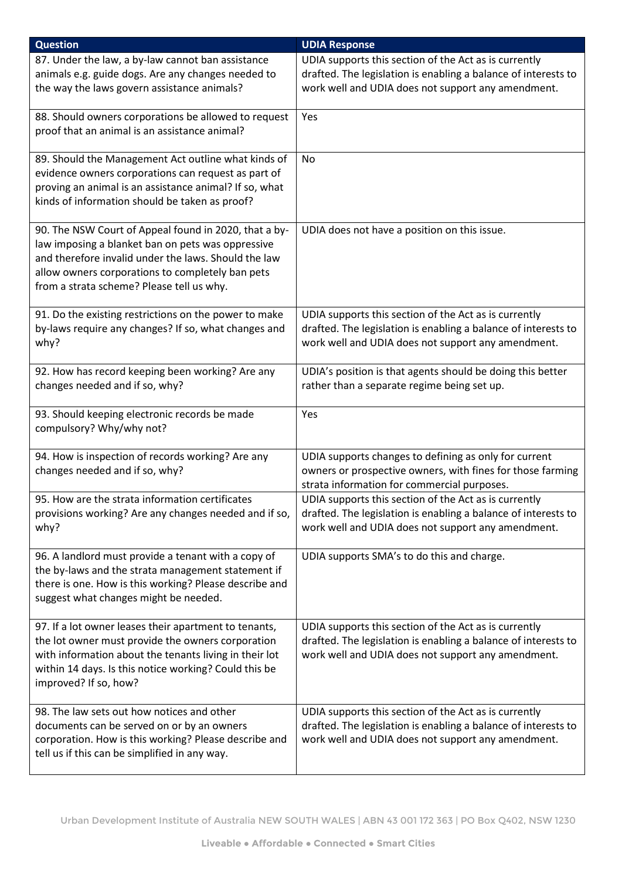| Question | UDIA Response |
| --- | --- |
| 87. Under the law, a by-law cannot ban assistance animals e.g. guide dogs. Are any changes needed to the way the laws govern assistance animals? | UDIA supports this section of the Act as is currently drafted. The legislation is enabling a balance of interests to work well and UDIA does not support any amendment. |
| 88. Should owners corporations be allowed to request proof that an animal is an assistance animal? | Yes |
| 89. Should the Management Act outline what kinds of evidence owners corporations can request as part of proving an animal is an assistance animal? If so, what kinds of information should be taken as proof? | No |
| 90. The NSW Court of Appeal found in 2020, that a by-law imposing a blanket ban on pets was oppressive and therefore invalid under the laws. Should the law allow owners corporations to completely ban pets from a strata scheme? Please tell us why. | UDIA does not have a position on this issue. |
| 91. Do the existing restrictions on the power to make by-laws require any changes? If so, what changes and why? | UDIA supports this section of the Act as is currently drafted. The legislation is enabling a balance of interests to work well and UDIA does not support any amendment. |
| 92. How has record keeping been working? Are any changes needed and if so, why? | UDIA's position is that agents should be doing this better rather than a separate regime being set up. |
| 93. Should keeping electronic records be made compulsory? Why/why not? | Yes |
| 94. How is inspection of records working? Are any changes needed and if so, why? | UDIA supports changes to defining as only for current owners or prospective owners, with fines for those farming strata information for commercial purposes. |
| 95. How are the strata information certificates provisions working? Are any changes needed and if so, why? | UDIA supports this section of the Act as is currently drafted. The legislation is enabling a balance of interests to work well and UDIA does not support any amendment. |
| 96. A landlord must provide a tenant with a copy of the by-laws and the strata management statement if there is one. How is this working? Please describe and suggest what changes might be needed. | UDIA supports SMA's to do this and charge. |
| 97. If a lot owner leases their apartment to tenants, the lot owner must provide the owners corporation with information about the tenants living in their lot within 14 days. Is this notice working? Could this be improved? If so, how? | UDIA supports this section of the Act as is currently drafted. The legislation is enabling a balance of interests to work well and UDIA does not support any amendment. |
| 98. The law sets out how notices and other documents can be served on or by an owners corporation. How is this working? Please describe and tell us if this can be simplified in any way. | UDIA supports this section of the Act as is currently drafted. The legislation is enabling a balance of interests to work well and UDIA does not support any amendment. |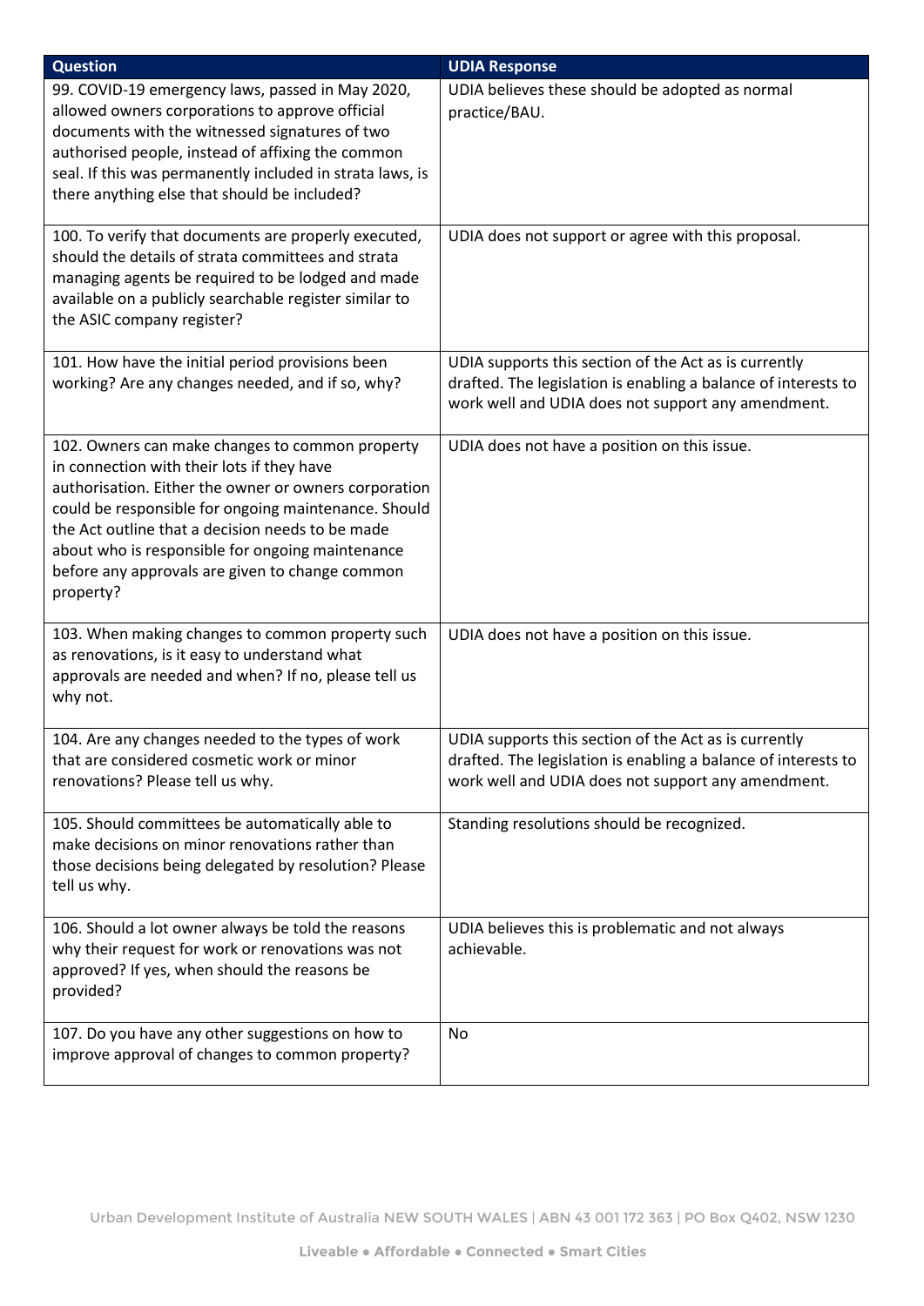| Question | UDIA Response |
| --- | --- |
| 99. COVID-19 emergency laws, passed in May 2020, allowed owners corporations to approve official documents with the witnessed signatures of two authorised people, instead of affixing the common seal. If this was permanently included in strata laws, is there anything else that should be included? | UDIA believes these should be adopted as normal practice/BAU. |
| 100. To verify that documents are properly executed, should the details of strata committees and strata managing agents be required to be lodged and made available on a publicly searchable register similar to the ASIC company register? | UDIA does not support or agree with this proposal. |
| 101. How have the initial period provisions been working? Are any changes needed, and if so, why? | UDIA supports this section of the Act as is currently drafted. The legislation is enabling a balance of interests to work well and UDIA does not support any amendment. |
| 102. Owners can make changes to common property in connection with their lots if they have authorisation. Either the owner or owners corporation could be responsible for ongoing maintenance. Should the Act outline that a decision needs to be made about who is responsible for ongoing maintenance before any approvals are given to change common property? | UDIA does not have a position on this issue. |
| 103. When making changes to common property such as renovations, is it easy to understand what approvals are needed and when? If no, please tell us why not. | UDIA does not have a position on this issue. |
| 104. Are any changes needed to the types of work that are considered cosmetic work or minor renovations? Please tell us why. | UDIA supports this section of the Act as is currently drafted. The legislation is enabling a balance of interests to work well and UDIA does not support any amendment. |
| 105. Should committees be automatically able to make decisions on minor renovations rather than those decisions being delegated by resolution? Please tell us why. | Standing resolutions should be recognized. |
| 106. Should a lot owner always be told the reasons why their request for work or renovations was not approved? If yes, when should the reasons be provided? | UDIA believes this is problematic and not always achievable. |
| 107. Do you have any other suggestions on how to improve approval of changes to common property? | No |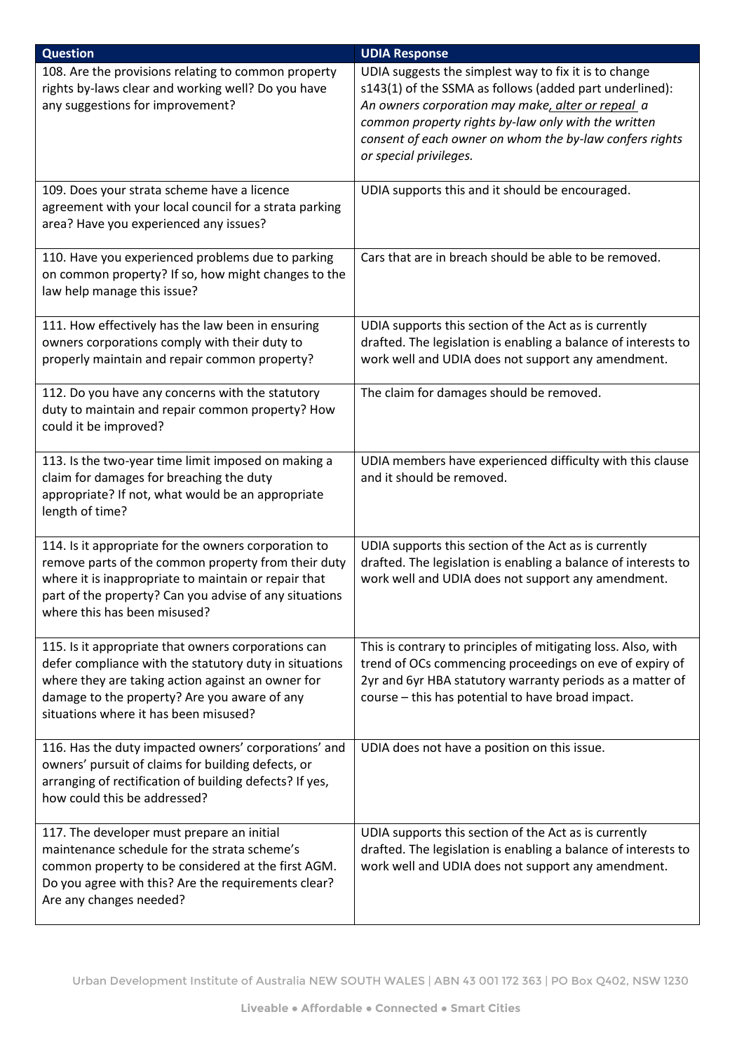| Question | UDIA Response |
| --- | --- |
| 108. Are the provisions relating to common property rights by-laws clear and working well? Do you have any suggestions for improvement? | UDIA suggests the simplest way to fix it is to change s143(1) of the SSMA as follows (added part underlined): *An owners corporation may make<u>, alter or repeal</u> a common property rights by-law only with the written consent of each owner on whom the by-law confers rights or special privileges.* |
| 109. Does your strata scheme have a licence agreement with your local council for a strata parking area? Have you experienced any issues? | UDIA supports this and it should be encouraged. |
| 110. Have you experienced problems due to parking on common property? If so, how might changes to the law help manage this issue? | Cars that are in breach should be able to be removed. |
| 111. How effectively has the law been in ensuring owners corporations comply with their duty to properly maintain and repair common property? | UDIA supports this section of the Act as is currently drafted. The legislation is enabling a balance of interests to work well and UDIA does not support any amendment. |
| 112. Do you have any concerns with the statutory duty to maintain and repair common property? How could it be improved? | The claim for damages should be removed. |
| 113. Is the two-year time limit imposed on making a claim for damages for breaching the duty appropriate? If not, what would be an appropriate length of time? | UDIA members have experienced difficulty with this clause and it should be removed. |
| 114. Is it appropriate for the owners corporation to remove parts of the common property from their duty where it is inappropriate to maintain or repair that part of the property? Can you advise of any situations where this has been misused? | UDIA supports this section of the Act as is currently drafted. The legislation is enabling a balance of interests to work well and UDIA does not support any amendment. |
| 115. Is it appropriate that owners corporations can defer compliance with the statutory duty in situations where they are taking action against an owner for damage to the property? Are you aware of any situations where it has been misused? | This is contrary to principles of mitigating loss. Also, with trend of OCs commencing proceedings on eve of expiry of 2yr and 6yr HBA statutory warranty periods as a matter of course – this has potential to have broad impact. |
| 116. Has the duty impacted owners' corporations' and owners' pursuit of claims for building defects, or arranging of rectification of building defects? If yes, how could this be addressed? | UDIA does not have a position on this issue. |
| 117. The developer must prepare an initial maintenance schedule for the strata scheme's common property to be considered at the first AGM. Do you agree with this? Are the requirements clear? Are any changes needed? | UDIA supports this section of the Act as is currently drafted. The legislation is enabling a balance of interests to work well and UDIA does not support any amendment. |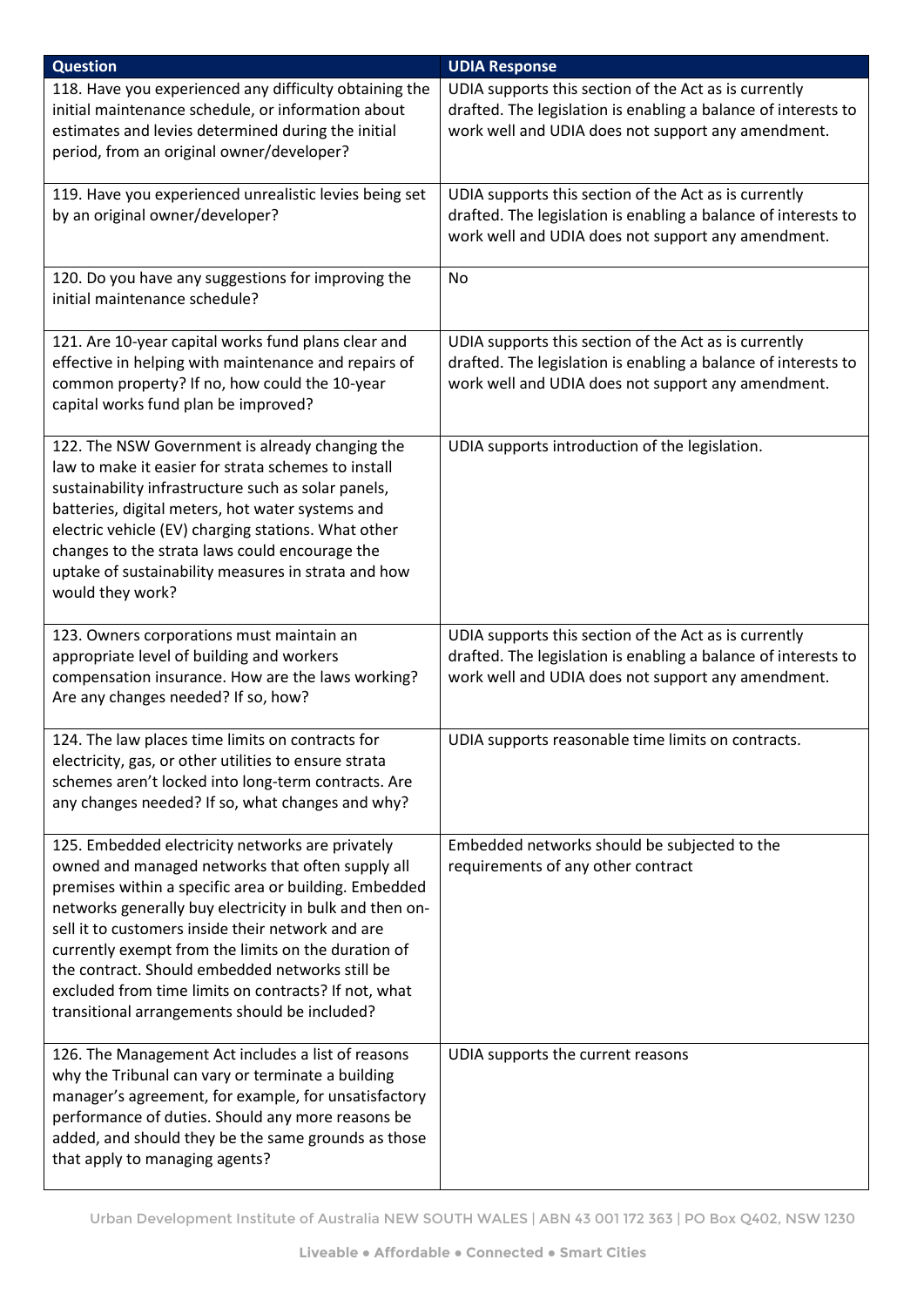| Question | UDIA Response |
| --- | --- |
| 118. Have you experienced any difficulty obtaining the initial maintenance schedule, or information about estimates and levies determined during the initial period, from an original owner/developer? | UDIA supports this section of the Act as is currently drafted. The legislation is enabling a balance of interests to work well and UDIA does not support any amendment. |
| 119. Have you experienced unrealistic levies being set by an original owner/developer? | UDIA supports this section of the Act as is currently drafted. The legislation is enabling a balance of interests to work well and UDIA does not support any amendment. |
| 120. Do you have any suggestions for improving the initial maintenance schedule? | No |
| 121. Are 10-year capital works fund plans clear and effective in helping with maintenance and repairs of common property? If no, how could the 10-year capital works fund plan be improved? | UDIA supports this section of the Act as is currently drafted. The legislation is enabling a balance of interests to work well and UDIA does not support any amendment. |
| 122. The NSW Government is already changing the law to make it easier for strata schemes to install sustainability infrastructure such as solar panels, batteries, digital meters, hot water systems and electric vehicle (EV) charging stations. What other changes to the strata laws could encourage the uptake of sustainability measures in strata and how would they work? | UDIA supports introduction of the legislation. |
| 123. Owners corporations must maintain an appropriate level of building and workers compensation insurance. How are the laws working? Are any changes needed? If so, how? | UDIA supports this section of the Act as is currently drafted. The legislation is enabling a balance of interests to work well and UDIA does not support any amendment. |
| 124. The law places time limits on contracts for electricity, gas, or other utilities to ensure strata schemes aren't locked into long-term contracts. Are any changes needed? If so, what changes and why? | UDIA supports reasonable time limits on contracts. |
| 125. Embedded electricity networks are privately owned and managed networks that often supply all premises within a specific area or building. Embedded networks generally buy electricity in bulk and then on-sell it to customers inside their network and are currently exempt from the limits on the duration of the contract. Should embedded networks still be excluded from time limits on contracts? If not, what transitional arrangements should be included? | Embedded networks should be subjected to the requirements of any other contract |
| 126. The Management Act includes a list of reasons why the Tribunal can vary or terminate a building manager's agreement, for example, for unsatisfactory performance of duties. Should any more reasons be added, and should they be the same grounds as those that apply to managing agents? | UDIA supports the current reasons |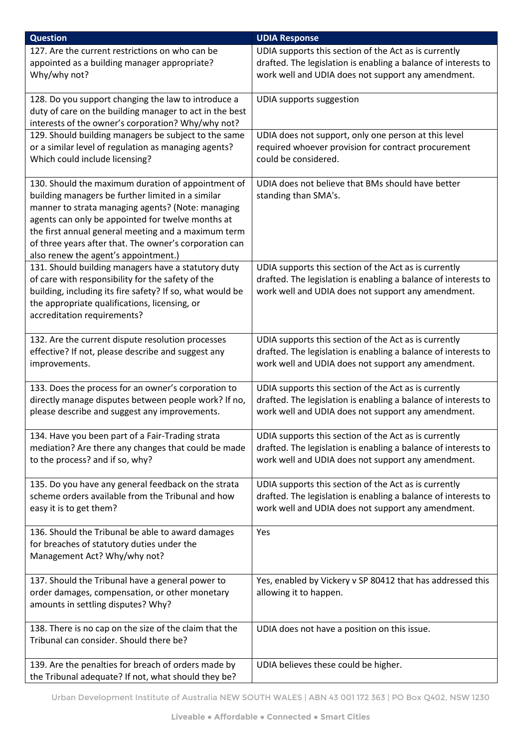| Question | UDIA Response |
|---|---|
| 127. Are the current restrictions on who can be appointed as a building manager appropriate? Why/why not? | UDIA supports this section of the Act as is currently drafted. The legislation is enabling a balance of interests to work well and UDIA does not support any amendment. |
| 128. Do you support changing the law to introduce a duty of care on the building manager to act in the best interests of the owner's corporation? Why/why not? | UDIA supports suggestion |
| 129. Should building managers be subject to the same or a similar level of regulation as managing agents? Which could include licensing? | UDIA does not support, only one person at this level required whoever provision for contract procurement could be considered. |
| 130. Should the maximum duration of appointment of building managers be further limited in a similar manner to strata managing agents? (Note: managing agents can only be appointed for twelve months at the first annual general meeting and a maximum term of three years after that. The owner's corporation can also renew the agent's appointment.) | UDIA does not believe that BMs should have better standing than SMA's. |
| 131. Should building managers have a statutory duty of care with responsibility for the safety of the building, including its fire safety? If so, what would be the appropriate qualifications, licensing, or accreditation requirements? | UDIA supports this section of the Act as is currently drafted. The legislation is enabling a balance of interests to work well and UDIA does not support any amendment. |
| 132. Are the current dispute resolution processes effective? If not, please describe and suggest any improvements. | UDIA supports this section of the Act as is currently drafted. The legislation is enabling a balance of interests to work well and UDIA does not support any amendment. |
| 133. Does the process for an owner's corporation to directly manage disputes between people work? If no, please describe and suggest any improvements. | UDIA supports this section of the Act as is currently drafted. The legislation is enabling a balance of interests to work well and UDIA does not support any amendment. |
| 134. Have you been part of a Fair-Trading strata mediation? Are there any changes that could be made to the process? and if so, why? | UDIA supports this section of the Act as is currently drafted. The legislation is enabling a balance of interests to work well and UDIA does not support any amendment. |
| 135. Do you have any general feedback on the strata scheme orders available from the Tribunal and how easy it is to get them? | UDIA supports this section of the Act as is currently drafted. The legislation is enabling a balance of interests to work well and UDIA does not support any amendment. |
| 136. Should the Tribunal be able to award damages for breaches of statutory duties under the Management Act? Why/why not? | Yes |
| 137. Should the Tribunal have a general power to order damages, compensation, or other monetary amounts in settling disputes? Why? | Yes, enabled by Vickery v SP 80412 that has addressed this allowing it to happen. |
| 138. There is no cap on the size of the claim that the Tribunal can consider. Should there be? | UDIA does not have a position on this issue. |
| 139. Are the penalties for breach of orders made by the Tribunal adequate? If not, what should they be? | UDIA believes these could be higher. |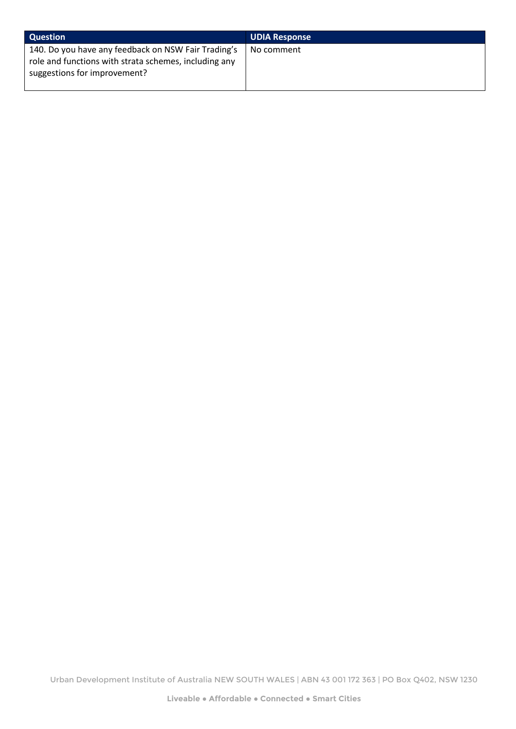| Question | UDIA Response |
| --- | --- |
| 140. Do you have any feedback on NSW Fair Trading's role and functions with strata schemes, including any suggestions for improvement? | No comment |